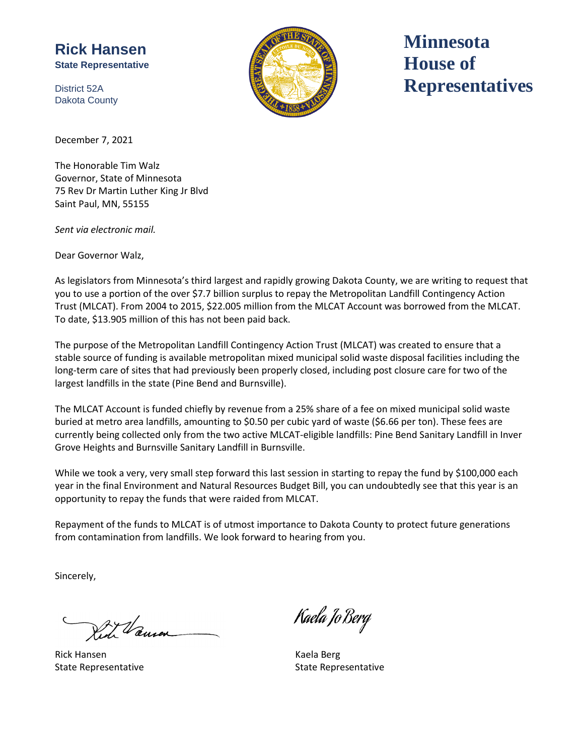**Rick Hansen**
**State Representative**

District 52A
Dakota County

# Minnesota House of Representatives

December 7, 2021

The Honorable Tim Walz
Governor, State of Minnesota
75 Rev Dr Martin Luther King Jr Blvd
Saint Paul, MN, 55155

*Sent via electronic mail.*

Dear Governor Walz,

As legislators from Minnesota's third largest and rapidly growing Dakota County, we are writing to request that you to use a portion of the over $7.7 billion surplus to repay the Metropolitan Landfill Contingency Action Trust (MLCAT). From 2004 to 2015, $22.005 million from the MLCAT Account was borrowed from the MLCAT. To date, $13.905 million of this has not been paid back.

The purpose of the Metropolitan Landfill Contingency Action Trust (MLCAT) was created to ensure that a stable source of funding is available metropolitan mixed municipal solid waste disposal facilities including the long-term care of sites that had previously been properly closed, including post closure care for two of the largest landfills in the state (Pine Bend and Burnsville).

The MLCAT Account is funded chiefly by revenue from a 25% share of a fee on mixed municipal solid waste buried at metro area landfills, amounting to $0.50 per cubic yard of waste ($6.66 per ton). These fees are currently being collected only from the two active MLCAT-eligible landfills: Pine Bend Sanitary Landfill in Inver Grove Heights and Burnsville Sanitary Landfill in Burnsville.

While we took a very, very small step forward this last session in starting to repay the fund by $100,000 each year in the final Environment and Natural Resources Budget Bill, you can undoubtedly see that this year is an opportunity to repay the funds that were raided from MLCAT.

Repayment of the funds to MLCAT is of utmost importance to Dakota County to protect future generations from contamination from landfills. We look forward to hearing from you.

Sincerely,

Rick Hansen
State Representative

Kaela Berg
State Representative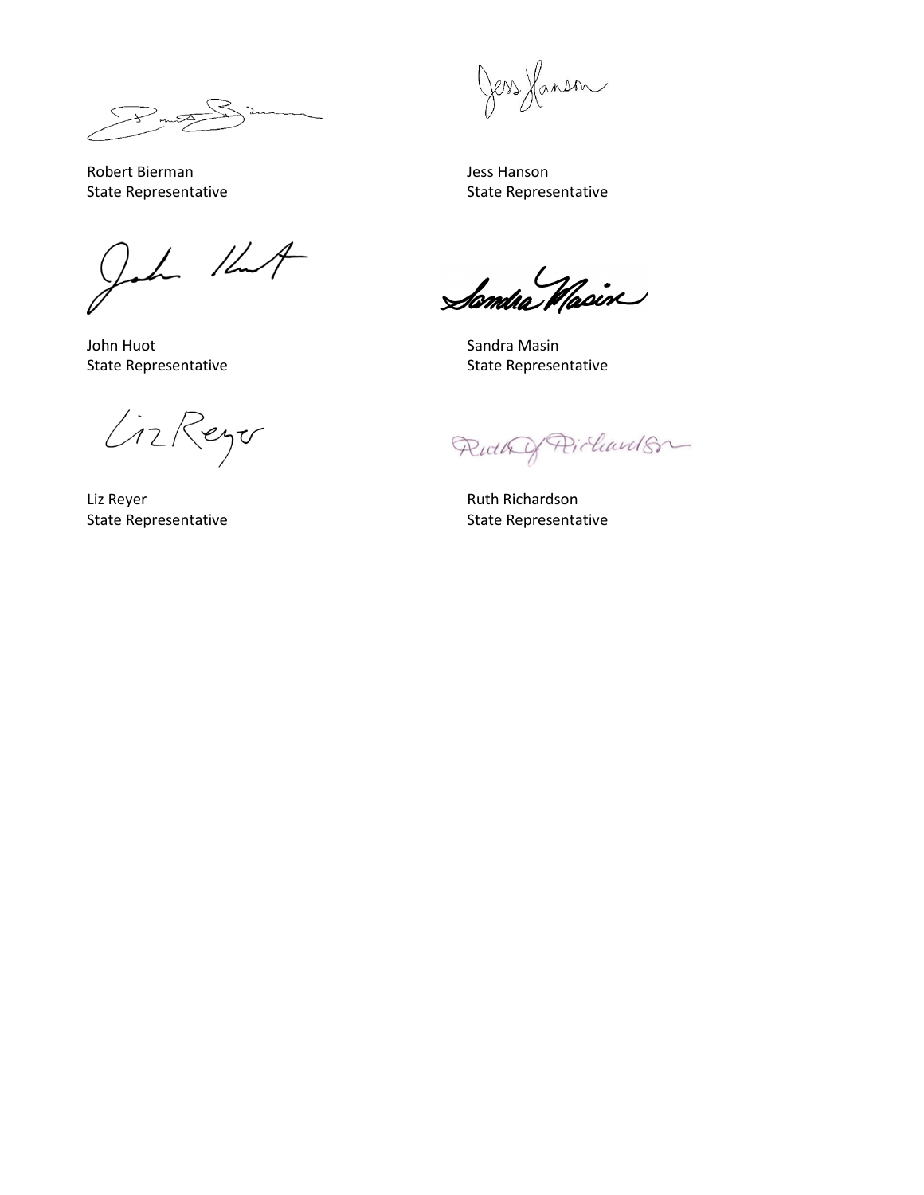Robert Bierman
State Representative

Jess Hanson
State Representative

John Huot
State Representative

Sandra Masin
State Representative

Liz Reyer
State Representative

Ruth Richardson
State Representative